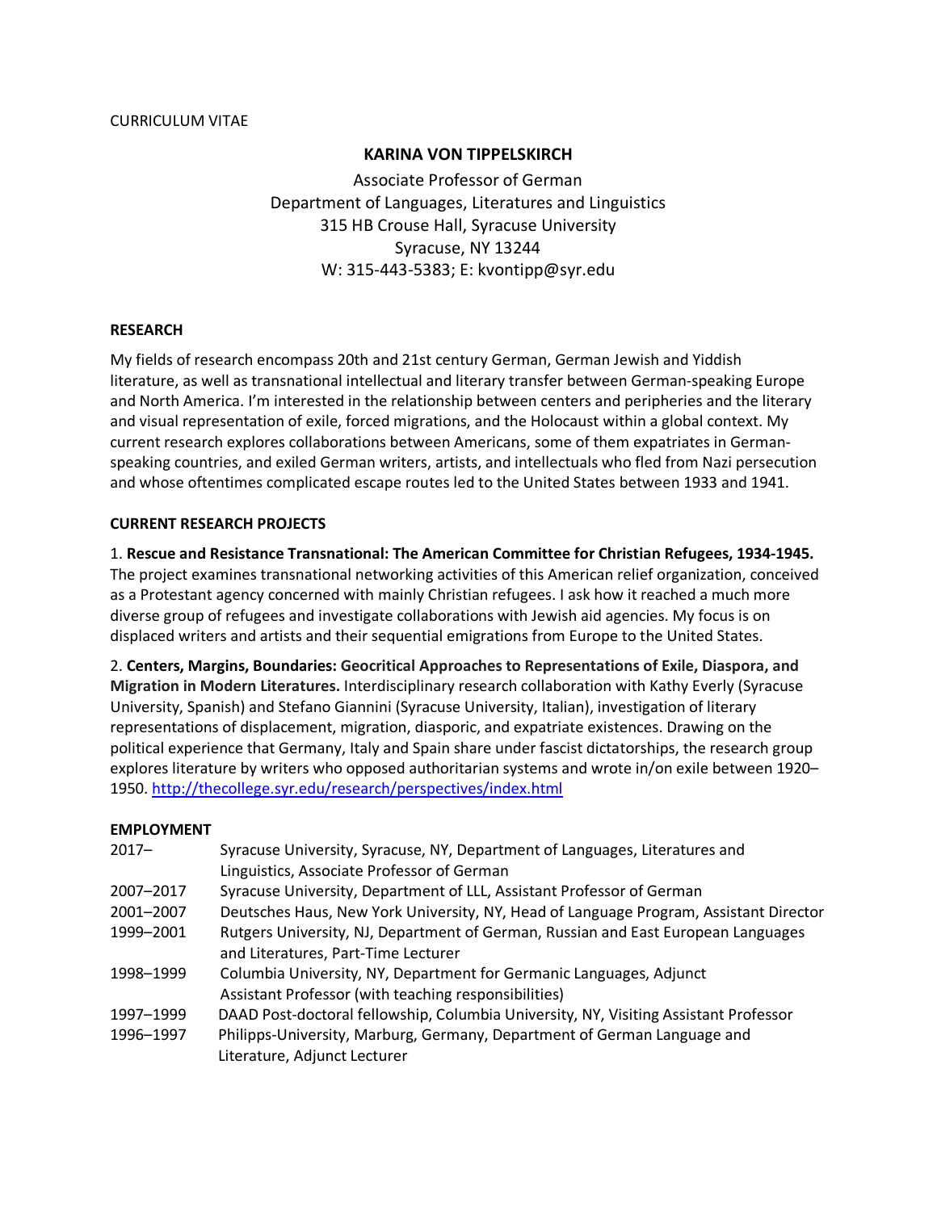CURRICULUM VITAE

# KARINA VON TIPPELSKIRCH

Associate Professor of German
Department of Languages, Literatures and Linguistics
315 HB Crouse Hall, Syracuse University
Syracuse, NY 13244
W: 315-443-5383; E: kvontipp@syr.edu

## RESEARCH

My fields of research encompass 20th and 21st century German, German Jewish and Yiddish literature, as well as transnational intellectual and literary transfer between German-speaking Europe and North America. I'm interested in the relationship between centers and peripheries and the literary and visual representation of exile, forced migrations, and the Holocaust within a global context. My current research explores collaborations between Americans, some of them expatriates in German-speaking countries, and exiled German writers, artists, and intellectuals who fled from Nazi persecution and whose oftentimes complicated escape routes led to the United States between 1933 and 1941.

## CURRENT RESEARCH PROJECTS

1. **Rescue and Resistance Transnational: The American Committee for Christian Refugees, 1934-1945.** The project examines transnational networking activities of this American relief organization, conceived as a Protestant agency concerned with mainly Christian refugees. I ask how it reached a much more diverse group of refugees and investigate collaborations with Jewish aid agencies. My focus is on displaced writers and artists and their sequential emigrations from Europe to the United States.

2. **Centers, Margins, Boundaries: Geocritical Approaches to Representations of Exile, Diaspora, and Migration in Modern Literatures.** Interdisciplinary research collaboration with Kathy Everly (Syracuse University, Spanish) and Stefano Giannini (Syracuse University, Italian), investigation of literary representations of displacement, migration, diasporic, and expatriate existences. Drawing on the political experience that Germany, Italy and Spain share under fascist dictatorships, the research group explores literature by writers who opposed authoritarian systems and wrote in/on exile between 1920–1950. http://thecollege.syr.edu/research/perspectives/index.html

## EMPLOYMENT

| | |
|---|---|
| 2017– | Syracuse University, Syracuse, NY, Department of Languages, Literatures and Linguistics, Associate Professor of German |
| 2007–2017 | Syracuse University, Department of LLL, Assistant Professor of German |
| 2001–2007 | Deutsches Haus, New York University, NY, Head of Language Program, Assistant Director |
| 1999–2001 | Rutgers University, NJ, Department of German, Russian and East European Languages and Literatures, Part-Time Lecturer |
| 1998–1999 | Columbia University, NY, Department for Germanic Languages, Adjunct Assistant Professor (with teaching responsibilities) |
| 1997–1999 | DAAD Post-doctoral fellowship, Columbia University, NY, Visiting Assistant Professor |
| 1996–1997 | Philipps-University, Marburg, Germany, Department of German Language and Literature, Adjunct Lecturer |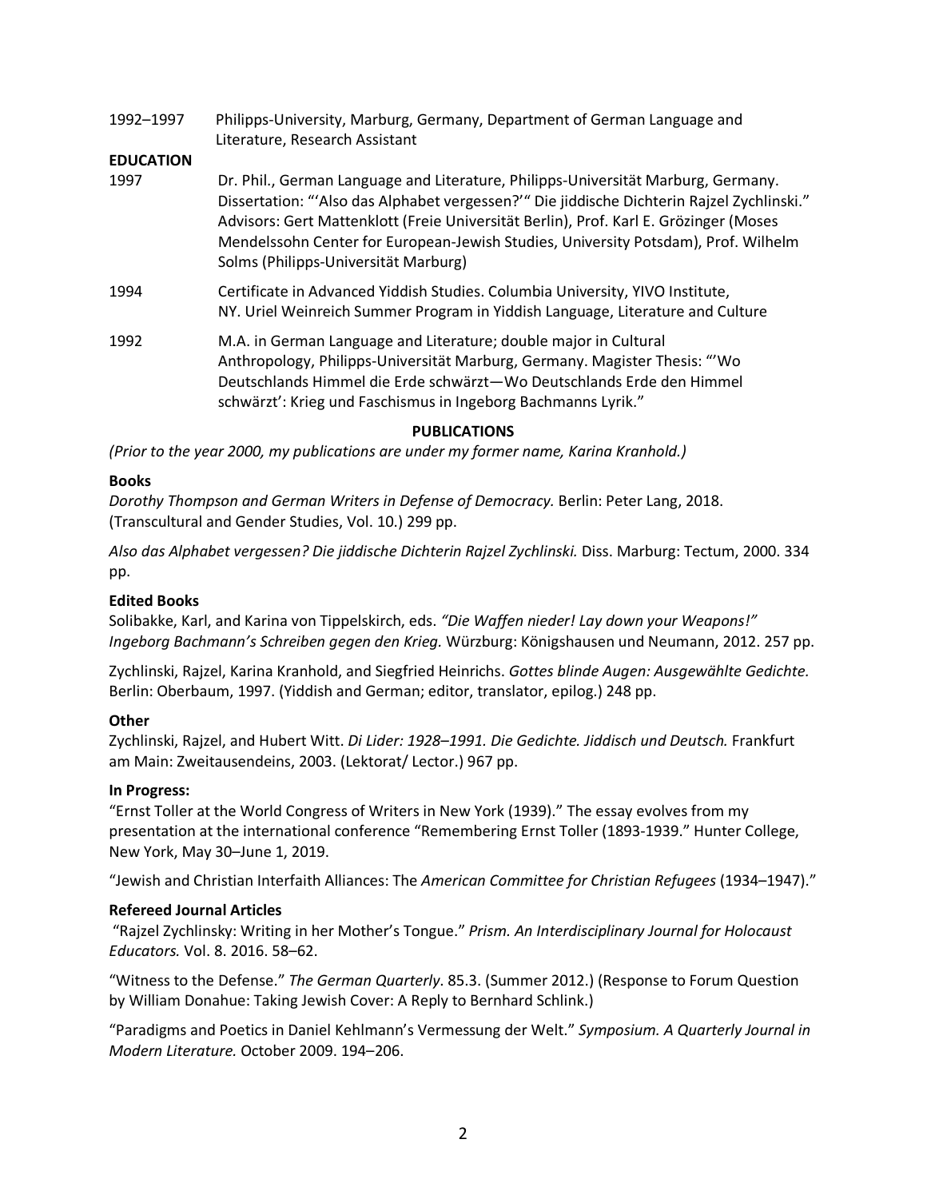1992–1997 Philipps-University, Marburg, Germany, Department of German Language and Literature, Research Assistant

**EDUCATION**

1997 Dr. Phil., German Language and Literature, Philipps-Universität Marburg, Germany. Dissertation: "'Also das Alphabet vergessen?'" Die jiddische Dichterin Rajzel Zychlinski." Advisors: Gert Mattenklott (Freie Universität Berlin), Prof. Karl E. Grözinger (Moses Mendelssohn Center for European-Jewish Studies, University Potsdam), Prof. Wilhelm Solms (Philipps-Universität Marburg)

1994 Certificate in Advanced Yiddish Studies. Columbia University, YIVO Institute, NY. Uriel Weinreich Summer Program in Yiddish Language, Literature and Culture

1992 M.A. in German Language and Literature; double major in Cultural Anthropology, Philipps-Universität Marburg, Germany. Magister Thesis: "'Wo Deutschlands Himmel die Erde schwärzt—Wo Deutschlands Erde den Himmel schwärzt': Krieg und Faschismus in Ingeborg Bachmanns Lyrik."

**PUBLICATIONS**

*(Prior to the year 2000, my publications are under my former name, Karina Kranhold.)*

**Books**

*Dorothy Thompson and German Writers in Defense of Democracy.* Berlin: Peter Lang, 2018. (Transcultural and Gender Studies, Vol. 10.) 299 pp.

*Also das Alphabet vergessen? Die jiddische Dichterin Rajzel Zychlinski.* Diss. Marburg: Tectum, 2000. 334 pp.

**Edited Books**

Solibakke, Karl, and Karina von Tippelskirch, eds. *"Die Waffen nieder! Lay down your Weapons!" Ingeborg Bachmann's Schreiben gegen den Krieg.* Würzburg: Königshausen und Neumann, 2012. 257 pp.

Zychlinski, Rajzel, Karina Kranhold, and Siegfried Heinrichs. *Gottes blinde Augen: Ausgewählte Gedichte.* Berlin: Oberbaum, 1997. (Yiddish and German; editor, translator, epilog.) 248 pp.

**Other**

Zychlinski, Rajzel, and Hubert Witt. *Di Lider: 1928–1991. Die Gedichte. Jiddisch und Deutsch.* Frankfurt am Main: Zweitausendeins, 2003. (Lektorat/ Lector.) 967 pp.

**In Progress:**

"Ernst Toller at the World Congress of Writers in New York (1939)." The essay evolves from my presentation at the international conference "Remembering Ernst Toller (1893-1939." Hunter College, New York, May 30–June 1, 2019.

"Jewish and Christian Interfaith Alliances: The *American Committee for Christian Refugees* (1934–1947)."

**Refereed Journal Articles**

"Rajzel Zychlinsky: Writing in her Mother's Tongue." *Prism. An Interdisciplinary Journal for Holocaust Educators.* Vol. 8. 2016. 58–62.

"Witness to the Defense." *The German Quarterly*. 85.3. (Summer 2012.) (Response to Forum Question by William Donahue: Taking Jewish Cover: A Reply to Bernhard Schlink.)

"Paradigms and Poetics in Daniel Kehlmann's Vermessung der Welt." *Symposium. A Quarterly Journal in Modern Literature.* October 2009. 194–206.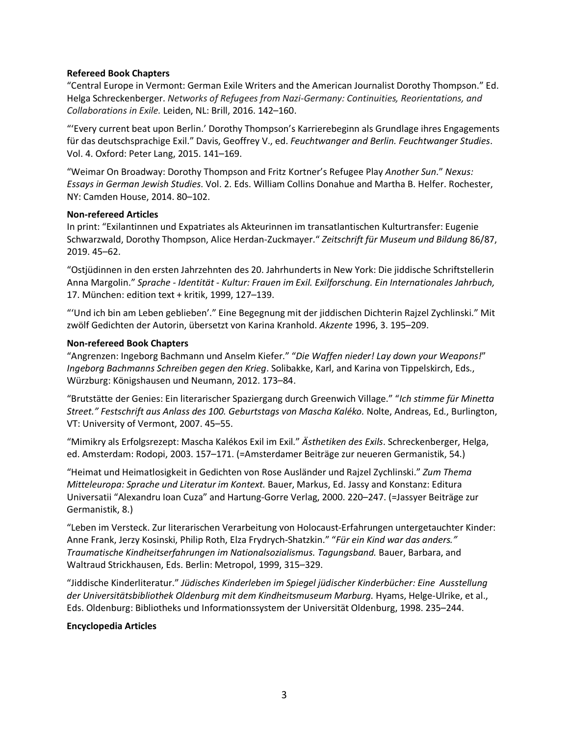**Refereed Book Chapters**

"Central Europe in Vermont: German Exile Writers and the American Journalist Dorothy Thompson." Ed. Helga Schreckenberger. *Networks of Refugees from Nazi-Germany: Continuities, Reorientations, and Collaborations in Exile.* Leiden, NL: Brill, 2016. 142–160.

"'Every current beat upon Berlin.' Dorothy Thompson's Karrierebeginn als Grundlage ihres Engagements für das deutschsprachige Exil." Davis, Geoffrey V., ed. *Feuchtwanger and Berlin. Feuchtwanger Studies*. Vol. 4. Oxford: Peter Lang, 2015. 141–169.

"Weimar On Broadway: Dorothy Thompson and Fritz Kortner's Refugee Play *Another Sun*." *Nexus: Essays in German Jewish Studies*. Vol. 2. Eds. William Collins Donahue and Martha B. Helfer. Rochester, NY: Camden House, 2014. 80–102.

**Non-refereed Articles**

In print: "Exilantinnen und Expatriates als Akteurinnen im transatlantischen Kulturtransfer: Eugenie Schwarzwald, Dorothy Thompson, Alice Herdan-Zuckmayer." *Zeitschrift für Museum und Bildung* 86/87, 2019. 45–62.

"Ostjüdinnen in den ersten Jahrzehnten des 20. Jahrhunderts in New York: Die jiddische Schriftstellerin Anna Margolin." *Sprache - Identität - Kultur: Frauen im Exil. Exilforschung. Ein Internationales Jahrbuch,* 17. München: edition text + kritik, 1999, 127–139.

"'Und ich bin am Leben geblieben'." Eine Begegnung mit der jiddischen Dichterin Rajzel Zychlinski." Mit zwölf Gedichten der Autorin, übersetzt von Karina Kranhold. *Akzente* 1996, 3. 195–209.

**Non-refereed Book Chapters**

"Angrenzen: Ingeborg Bachmann und Anselm Kiefer." "*Die Waffen nieder! Lay down your Weapons!*" *Ingeborg Bachmanns Schreiben gegen den Krieg*. Solibakke, Karl, and Karina von Tippelskirch, Eds., Würzburg: Königshausen und Neumann, 2012. 173–84.

"Brutstätte der Genies: Ein literarischer Spaziergang durch Greenwich Village." "*Ich stimme für Minetta Street." Festschrift aus Anlass des 100. Geburtstags von Mascha Kaléko.* Nolte, Andreas, Ed., Burlington, VT: University of Vermont, 2007. 45–55.

"Mimikry als Erfolgsrezept: Mascha Kalékos Exil im Exil." *Ästhetiken des Exils*. Schreckenberger, Helga, ed. Amsterdam: Rodopi, 2003. 157–171. (=Amsterdamer Beiträge zur neueren Germanistik, 54.)

"Heimat und Heimatlosigkeit in Gedichten von Rose Ausländer und Rajzel Zychlinski." *Zum Thema Mitteleuropa: Sprache und Literatur im Kontext.* Bauer, Markus, Ed. Jassy and Konstanz: Editura Universatii "Alexandru Ioan Cuza" and Hartung-Gorre Verlag, 2000. 220–247. (=Jassyer Beiträge zur Germanistik, 8.)

"Leben im Versteck. Zur literarischen Verarbeitung von Holocaust-Erfahrungen untergetauchter Kinder: Anne Frank, Jerzy Kosinski, Philip Roth, Elza Frydrych-Shatzkin." "*Für ein Kind war das anders." Traumatische Kindheitserfahrungen im Nationalsozialismus. Tagungsband.* Bauer, Barbara, and Waltraud Strickhausen, Eds. Berlin: Metropol, 1999, 315–329.

"Jiddische Kinderliteratur." *Jüdisches Kinderleben im Spiegel jüdischer Kinderbücher: Eine Ausstellung der Universitätsbibliothek Oldenburg mit dem Kindheitsmuseum Marburg.* Hyams, Helge-Ulrike, et al., Eds. Oldenburg: Bibliotheks und Informationssystem der Universität Oldenburg, 1998. 235–244.

**Encyclopedia Articles**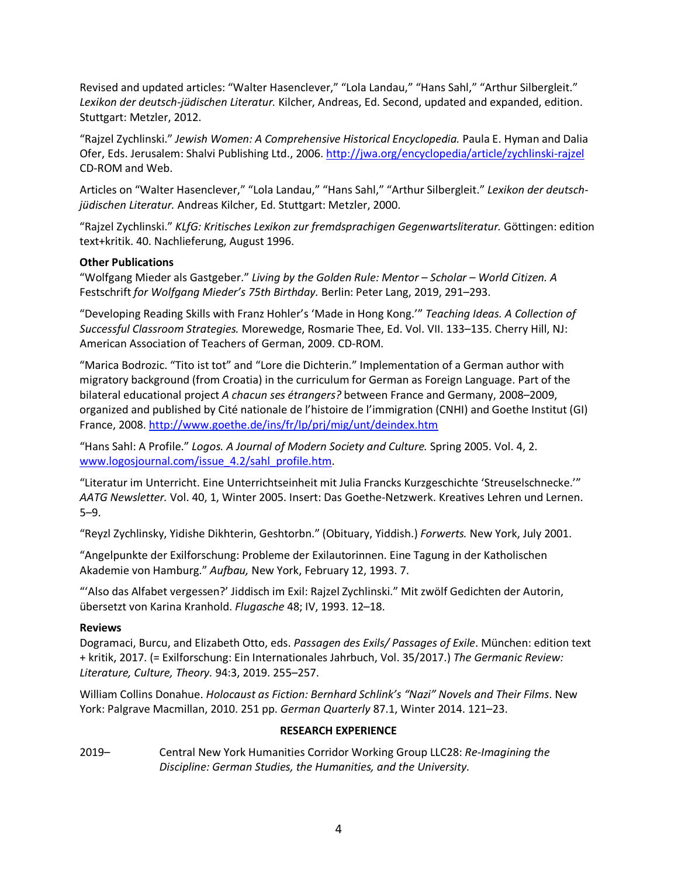Revised and updated articles: “Walter Hasenclever,” “Lola Landau,” “Hans Sahl,” “Arthur Silbergleit.” *Lexikon der deutsch-jüdischen Literatur.* Kilcher, Andreas, Ed. Second, updated and expanded, edition. Stuttgart: Metzler, 2012.

“Rajzel Zychlinski.” *Jewish Women: A Comprehensive Historical Encyclopedia.* Paula E. Hyman and Dalia Ofer, Eds. Jerusalem: Shalvi Publishing Ltd., 2006. http://jwa.org/encyclopedia/article/zychlinski-rajzel CD-ROM and Web.

Articles on “Walter Hasenclever,” “Lola Landau,” “Hans Sahl,” “Arthur Silbergleit.” *Lexikon der deutsch-jüdischen Literatur.* Andreas Kilcher, Ed. Stuttgart: Metzler, 2000.

“Rajzel Zychlinski.” *KLfG: Kritisches Lexikon zur fremdsprachigen Gegenwartsliteratur.* Göttingen: edition text+kritik. 40. Nachlieferung, August 1996.

**Other Publications**

“Wolfgang Mieder als Gastgeber.” *Living by the Golden Rule: Mentor – Scholar – World Citizen. A* Festschrift *for Wolfgang Mieder’s 75th Birthday.* Berlin: Peter Lang, 2019, 291–293.

“Developing Reading Skills with Franz Hohler’s ‘Made in Hong Kong.’” *Teaching Ideas. A Collection of Successful Classroom Strategies.* Morewedge, Rosmarie Thee, Ed. Vol. VII. 133–135. Cherry Hill, NJ: American Association of Teachers of German, 2009. CD-ROM.

“Marica Bodrozic. “Tito ist tot” and “Lore die Dichterin.” Implementation of a German author with migratory background (from Croatia) in the curriculum for German as Foreign Language. Part of the bilateral educational project *A chacun ses étrangers?* between France and Germany, 2008–2009, organized and published by Cité nationale de l’histoire de l’immigration (CNHI) and Goethe Institut (GI) France, 2008. http://www.goethe.de/ins/fr/lp/prj/mig/unt/deindex.htm

“Hans Sahl: A Profile.” *Logos. A Journal of Modern Society and Culture.* Spring 2005. Vol. 4, 2. www.logosjournal.com/issue_4.2/sahl_profile.htm.

“Literatur im Unterricht. Eine Unterrichtseinheit mit Julia Francks Kurzgeschichte ‘Streuselschnecke.’” *AATG Newsletter.* Vol. 40, 1, Winter 2005. Insert: Das Goethe-Netzwerk. Kreatives Lehren und Lernen. 5–9.

“Reyzl Zychlinsky, Yidishe Dikhterin, Geshtorbn.” (Obituary, Yiddish.) *Forwerts.* New York, July 2001.

“Angelpunkte der Exilforschung: Probleme der Exilautorinnen. Eine Tagung in der Katholischen Akademie von Hamburg.” *Aufbau,* New York, February 12, 1993. 7.

“‘Also das Alfabet vergessen?’ Jiddisch im Exil: Rajzel Zychlinski.” Mit zwölf Gedichten der Autorin, übersetzt von Karina Kranhold. *Flugasche* 48; IV, 1993. 12–18.

**Reviews**

Dogramaci, Burcu, and Elizabeth Otto, eds. *Passagen des Exils/ Passages of Exile*. München: edition text + kritik, 2017. (= Exilforschung: Ein Internationales Jahrbuch, Vol. 35/2017.) *The Germanic Review: Literature, Culture, Theory*. 94:3, 2019. 255–257.

William Collins Donahue. *Holocaust as Fiction: Bernhard Schlink’s “Nazi” Novels and Their Films*. New York: Palgrave Macmillan, 2010. 251 pp. *German Quarterly* 87.1, Winter 2014. 121–23.

## RESEARCH EXPERIENCE

2019– Central New York Humanities Corridor Working Group LLC28: *Re-Imagining the Discipline: German Studies, the Humanities, and the University.*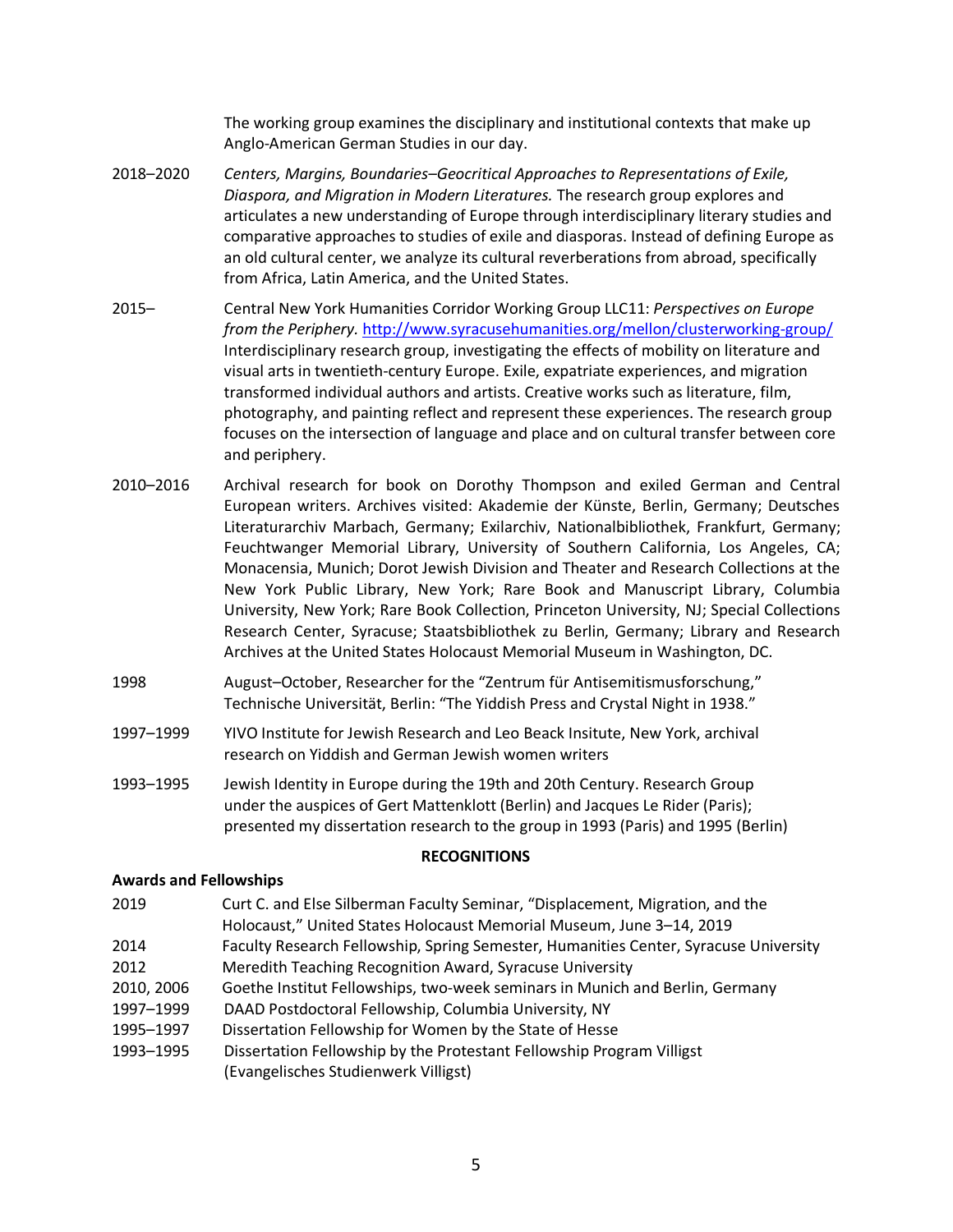The working group examines the disciplinary and institutional contexts that make up Anglo-American German Studies in our day.

2018–2020 *Centers, Margins, Boundaries–Geocritical Approaches to Representations of Exile, Diaspora, and Migration in Modern Literatures.* The research group explores and articulates a new understanding of Europe through interdisciplinary literary studies and comparative approaches to studies of exile and diasporas. Instead of defining Europe as an old cultural center, we analyze its cultural reverberations from abroad, specifically from Africa, Latin America, and the United States.

2015– Central New York Humanities Corridor Working Group LLC11: *Perspectives on Europe from the Periphery.* http://www.syracusehumanities.org/mellon/clusterworking-group/ Interdisciplinary research group, investigating the effects of mobility on literature and visual arts in twentieth-century Europe. Exile, expatriate experiences, and migration transformed individual authors and artists. Creative works such as literature, film, photography, and painting reflect and represent these experiences. The research group focuses on the intersection of language and place and on cultural transfer between core and periphery.

2010–2016 Archival research for book on Dorothy Thompson and exiled German and Central European writers. Archives visited: Akademie der Künste, Berlin, Germany; Deutsches Literaturarchiv Marbach, Germany; Exilarchiv, Nationalbibliothek, Frankfurt, Germany; Feuchtwanger Memorial Library, University of Southern California, Los Angeles, CA; Monacensia, Munich; Dorot Jewish Division and Theater and Research Collections at the New York Public Library, New York; Rare Book and Manuscript Library, Columbia University, New York; Rare Book Collection, Princeton University, NJ; Special Collections Research Center, Syracuse; Staatsbibliothek zu Berlin, Germany; Library and Research Archives at the United States Holocaust Memorial Museum in Washington, DC.

1998 August–October, Researcher for the "Zentrum für Antisemitismusforschung," Technische Universität, Berlin: "The Yiddish Press and Crystal Night in 1938."

1997–1999 YIVO Institute for Jewish Research and Leo Beack Insitute, New York, archival research on Yiddish and German Jewish women writers

1993–1995 Jewish Identity in Europe during the 19th and 20th Century. Research Group under the auspices of Gert Mattenklott (Berlin) and Jacques Le Rider (Paris); presented my dissertation research to the group in 1993 (Paris) and 1995 (Berlin)

## RECOGNITIONS

### Awards and Fellowships

2019 Curt C. and Else Silberman Faculty Seminar, "Displacement, Migration, and the Holocaust," United States Holocaust Memorial Museum, June 3–14, 2019

2014 Faculty Research Fellowship, Spring Semester, Humanities Center, Syracuse University

2012 Meredith Teaching Recognition Award, Syracuse University

2010, 2006 Goethe Institut Fellowships, two-week seminars in Munich and Berlin, Germany

1997–1999 DAAD Postdoctoral Fellowship, Columbia University, NY

1995–1997 Dissertation Fellowship for Women by the State of Hesse

1993–1995 Dissertation Fellowship by the Protestant Fellowship Program Villigst (Evangelisches Studienwerk Villigst)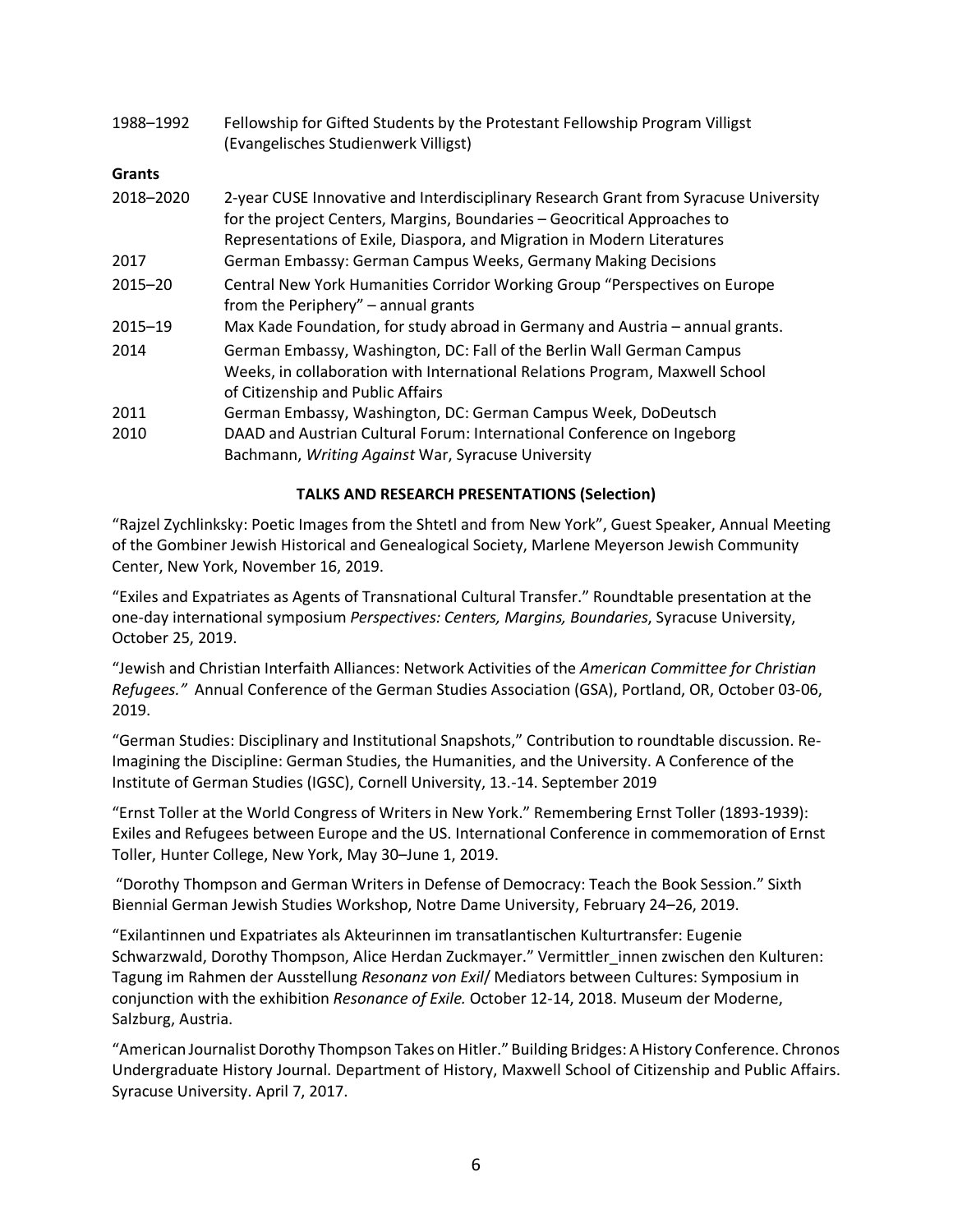| | |
|---|---|
| 1988–1992 | Fellowship for Gifted Students by the Protestant Fellowship Program Villigst (Evangelisches Studienwerk Villigst) |

**Grants**

| | |
|---|---|
| 2018–2020 | 2-year CUSE Innovative and Interdisciplinary Research Grant from Syracuse University for the project Centers, Margins, Boundaries – Geocritical Approaches to Representations of Exile, Diaspora, and Migration in Modern Literatures |
| 2017 | German Embassy: German Campus Weeks, Germany Making Decisions |
| 2015–20 | Central New York Humanities Corridor Working Group "Perspectives on Europe from the Periphery" – annual grants |
| 2015–19 | Max Kade Foundation, for study abroad in Germany and Austria – annual grants. |
| 2014 | German Embassy, Washington, DC: Fall of the Berlin Wall German Campus Weeks, in collaboration with International Relations Program, Maxwell School of Citizenship and Public Affairs |
| 2011 | German Embassy, Washington, DC: German Campus Week, DoDeutsch |
| 2010 | DAAD and Austrian Cultural Forum: International Conference on Ingeborg Bachmann, *Writing Against* War, Syracuse University |

## TALKS AND RESEARCH PRESENTATIONS (Selection)

"Rajzel Zychlinksky: Poetic Images from the Shtetl and from New York", Guest Speaker, Annual Meeting of the Gombiner Jewish Historical and Genealogical Society, Marlene Meyerson Jewish Community Center, New York, November 16, 2019.

"Exiles and Expatriates as Agents of Transnational Cultural Transfer." Roundtable presentation at the one-day international symposium *Perspectives: Centers, Margins, Boundaries*, Syracuse University, October 25, 2019.

"Jewish and Christian Interfaith Alliances: Network Activities of the *American Committee for Christian Refugees."* Annual Conference of the German Studies Association (GSA), Portland, OR, October 03-06, 2019.

"German Studies: Disciplinary and Institutional Snapshots," Contribution to roundtable discussion. Re-Imagining the Discipline: German Studies, the Humanities, and the University. A Conference of the Institute of German Studies (IGSC), Cornell University, 13.-14. September 2019

"Ernst Toller at the World Congress of Writers in New York." Remembering Ernst Toller (1893-1939): Exiles and Refugees between Europe and the US. International Conference in commemoration of Ernst Toller, Hunter College, New York, May 30–June 1, 2019.

"Dorothy Thompson and German Writers in Defense of Democracy: Teach the Book Session." Sixth Biennial German Jewish Studies Workshop, Notre Dame University, February 24–26, 2019.

"Exilantinnen und Expatriates als Akteurinnen im transatlantischen Kulturtransfer: Eugenie Schwarzwald, Dorothy Thompson, Alice Herdan Zuckmayer." Vermittler_innen zwischen den Kulturen: Tagung im Rahmen der Ausstellung *Resonanz von Exil*/ Mediators between Cultures: Symposium in conjunction with the exhibition *Resonance of Exile.* October 12-14, 2018. Museum der Moderne, Salzburg, Austria.

"American Journalist Dorothy Thompson Takes on Hitler." Building Bridges: A History Conference. Chronos Undergraduate History Journal. Department of History, Maxwell School of Citizenship and Public Affairs. Syracuse University. April 7, 2017.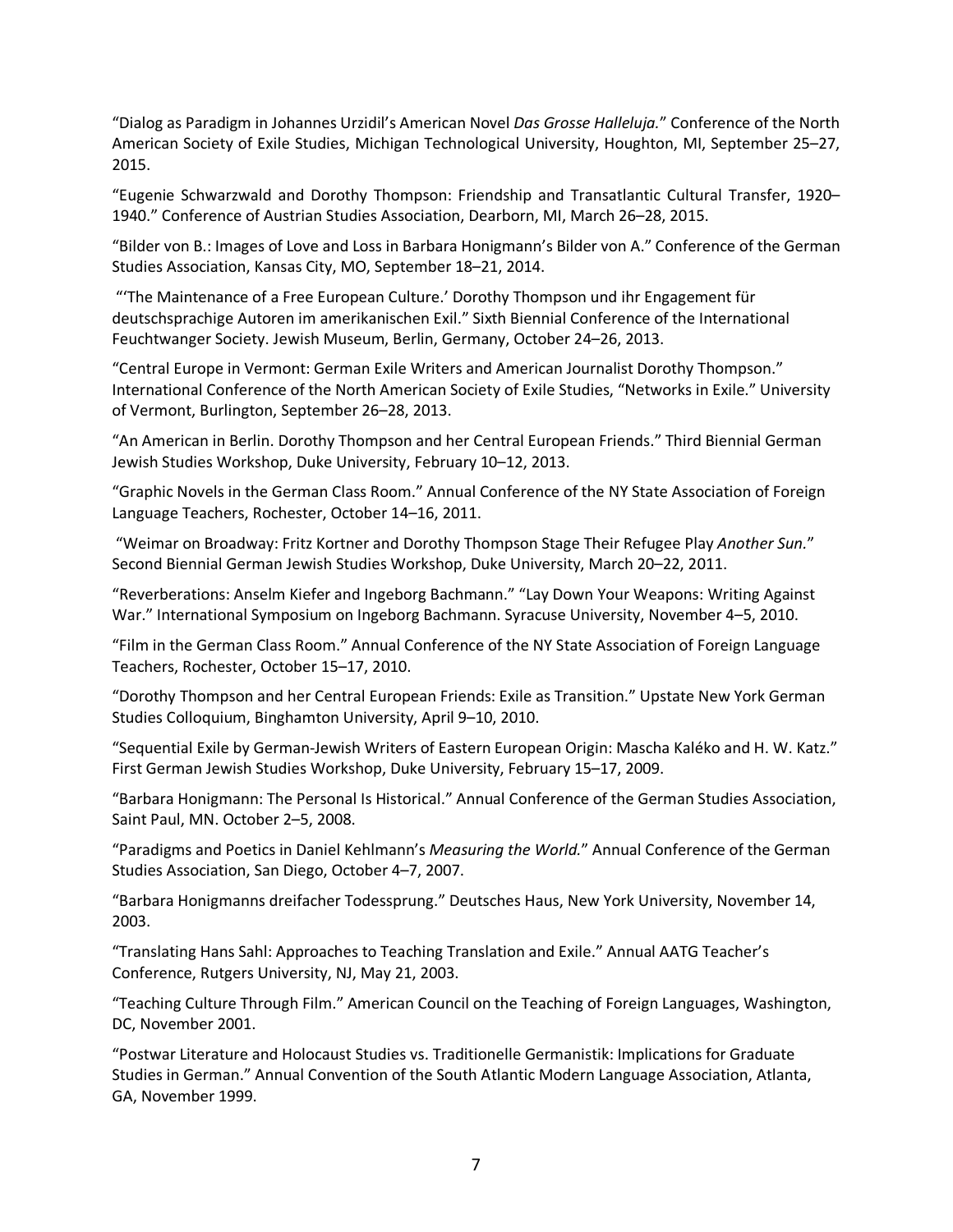"Dialog as Paradigm in Johannes Urzidil's American Novel *Das Grosse Halleluja.*" Conference of the North American Society of Exile Studies, Michigan Technological University, Houghton, MI, September 25–27, 2015.

"Eugenie Schwarzwald and Dorothy Thompson: Friendship and Transatlantic Cultural Transfer, 1920–1940." Conference of Austrian Studies Association, Dearborn, MI, March 26–28, 2015.

"Bilder von B.: Images of Love and Loss in Barbara Honigmann's Bilder von A." Conference of the German Studies Association, Kansas City, MO, September 18–21, 2014.

"'The Maintenance of a Free European Culture.' Dorothy Thompson und ihr Engagement für deutschsprachige Autoren im amerikanischen Exil." Sixth Biennial Conference of the International Feuchtwanger Society. Jewish Museum, Berlin, Germany, October 24–26, 2013.

"Central Europe in Vermont: German Exile Writers and American Journalist Dorothy Thompson." International Conference of the North American Society of Exile Studies, "Networks in Exile." University of Vermont, Burlington, September 26–28, 2013.

"An American in Berlin. Dorothy Thompson and her Central European Friends." Third Biennial German Jewish Studies Workshop, Duke University, February 10–12, 2013.

"Graphic Novels in the German Class Room." Annual Conference of the NY State Association of Foreign Language Teachers, Rochester, October 14–16, 2011.

"Weimar on Broadway: Fritz Kortner and Dorothy Thompson Stage Their Refugee Play *Another Sun.*" Second Biennial German Jewish Studies Workshop, Duke University, March 20–22, 2011.

"Reverberations: Anselm Kiefer and Ingeborg Bachmann." "Lay Down Your Weapons: Writing Against War." International Symposium on Ingeborg Bachmann. Syracuse University, November 4–5, 2010.

"Film in the German Class Room." Annual Conference of the NY State Association of Foreign Language Teachers, Rochester, October 15–17, 2010.

"Dorothy Thompson and her Central European Friends: Exile as Transition." Upstate New York German Studies Colloquium, Binghamton University, April 9–10, 2010.

"Sequential Exile by German-Jewish Writers of Eastern European Origin: Mascha Kaléko and H. W. Katz." First German Jewish Studies Workshop, Duke University, February 15–17, 2009.

"Barbara Honigmann: The Personal Is Historical." Annual Conference of the German Studies Association, Saint Paul, MN. October 2–5, 2008.

"Paradigms and Poetics in Daniel Kehlmann's *Measuring the World.*" Annual Conference of the German Studies Association, San Diego, October 4–7, 2007.

"Barbara Honigmanns dreifacher Todessprung." Deutsches Haus, New York University, November 14, 2003.

"Translating Hans Sahl: Approaches to Teaching Translation and Exile." Annual AATG Teacher's Conference, Rutgers University, NJ, May 21, 2003.

"Teaching Culture Through Film." American Council on the Teaching of Foreign Languages, Washington, DC, November 2001.

"Postwar Literature and Holocaust Studies vs. Traditionelle Germanistik: Implications for Graduate Studies in German." Annual Convention of the South Atlantic Modern Language Association, Atlanta, GA, November 1999.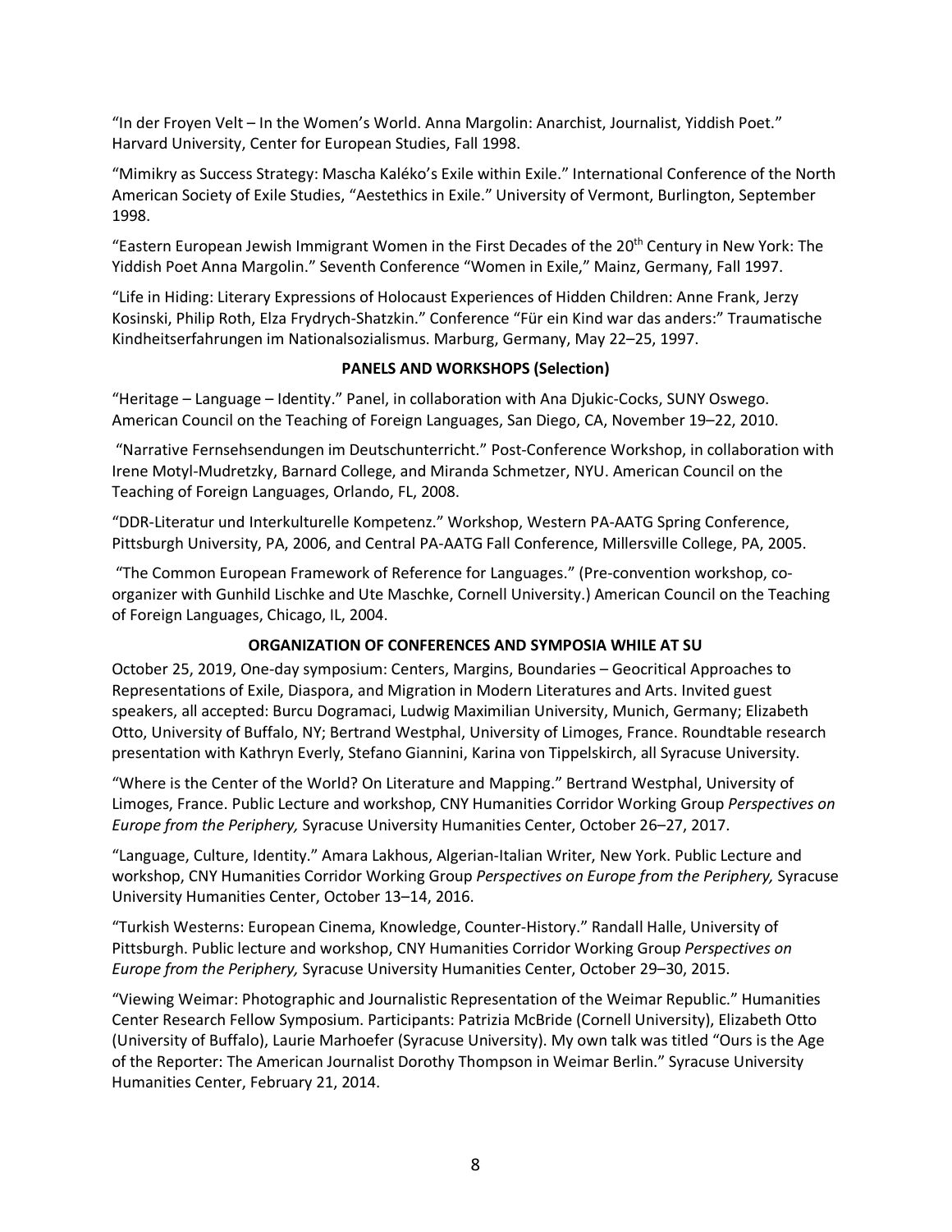"In der Froyen Velt – In the Women's World. Anna Margolin: Anarchist, Journalist, Yiddish Poet." Harvard University, Center for European Studies, Fall 1998.

"Mimikry as Success Strategy: Mascha Kaléko's Exile within Exile." International Conference of the North American Society of Exile Studies, "Aestethics in Exile." University of Vermont, Burlington, September 1998.

"Eastern European Jewish Immigrant Women in the First Decades of the 20th Century in New York: The Yiddish Poet Anna Margolin." Seventh Conference "Women in Exile," Mainz, Germany, Fall 1997.

"Life in Hiding: Literary Expressions of Holocaust Experiences of Hidden Children: Anne Frank, Jerzy Kosinski, Philip Roth, Elza Frydrych-Shatzkin." Conference "Für ein Kind war das anders:" Traumatische Kindheitserfahrungen im Nationalsozialismus. Marburg, Germany, May 22–25, 1997.

**PANELS AND WORKSHOPS (Selection)**

"Heritage – Language – Identity." Panel, in collaboration with Ana Djukic-Cocks, SUNY Oswego. American Council on the Teaching of Foreign Languages, San Diego, CA, November 19–22, 2010.

"Narrative Fernsehsendungen im Deutschunterricht." Post-Conference Workshop, in collaboration with Irene Motyl-Mudretzky, Barnard College, and Miranda Schmetzer, NYU. American Council on the Teaching of Foreign Languages, Orlando, FL, 2008.

"DDR-Literatur und Interkulturelle Kompetenz." Workshop, Western PA-AATG Spring Conference, Pittsburgh University, PA, 2006, and Central PA-AATG Fall Conference, Millersville College, PA, 2005.

"The Common European Framework of Reference for Languages." (Pre-convention workshop, co-organizer with Gunhild Lischke and Ute Maschke, Cornell University.) American Council on the Teaching of Foreign Languages, Chicago, IL, 2004.

**ORGANIZATION OF CONFERENCES AND SYMPOSIA WHILE AT SU**

October 25, 2019, One-day symposium: Centers, Margins, Boundaries – Geocritical Approaches to Representations of Exile, Diaspora, and Migration in Modern Literatures and Arts. Invited guest speakers, all accepted: Burcu Dogramaci, Ludwig Maximilian University, Munich, Germany; Elizabeth Otto, University of Buffalo, NY; Bertrand Westphal, University of Limoges, France. Roundtable research presentation with Kathryn Everly, Stefano Giannini, Karina von Tippelskirch, all Syracuse University.

"Where is the Center of the World? On Literature and Mapping." Bertrand Westphal, University of Limoges, France. Public Lecture and workshop, CNY Humanities Corridor Working Group *Perspectives on Europe from the Periphery,* Syracuse University Humanities Center, October 26–27, 2017.

"Language, Culture, Identity." Amara Lakhous, Algerian-Italian Writer, New York. Public Lecture and workshop, CNY Humanities Corridor Working Group *Perspectives on Europe from the Periphery,* Syracuse University Humanities Center, October 13–14, 2016.

"Turkish Westerns: European Cinema, Knowledge, Counter-History." Randall Halle, University of Pittsburgh. Public lecture and workshop, CNY Humanities Corridor Working Group *Perspectives on Europe from the Periphery,* Syracuse University Humanities Center, October 29–30, 2015.

"Viewing Weimar: Photographic and Journalistic Representation of the Weimar Republic." Humanities Center Research Fellow Symposium. Participants: Patrizia McBride (Cornell University), Elizabeth Otto (University of Buffalo), Laurie Marhoefer (Syracuse University). My own talk was titled "Ours is the Age of the Reporter: The American Journalist Dorothy Thompson in Weimar Berlin." Syracuse University Humanities Center, February 21, 2014.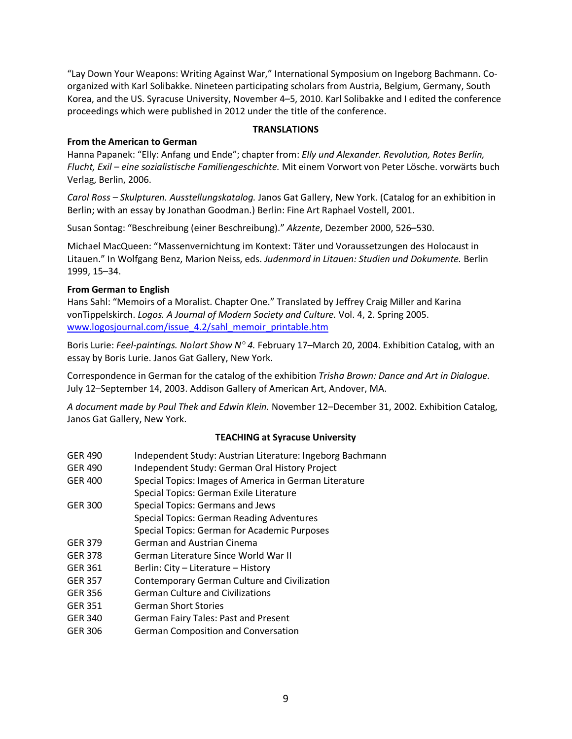"Lay Down Your Weapons: Writing Against War," International Symposium on Ingeborg Bachmann. Co-organized with Karl Solibakke. Nineteen participating scholars from Austria, Belgium, Germany, South Korea, and the US. Syracuse University, November 4–5, 2010. Karl Solibakke and I edited the conference proceedings which were published in 2012 under the title of the conference.

## TRANSLATIONS

**From the American to German**

Hanna Papanek: "Elly: Anfang und Ende"; chapter from: *Elly und Alexander. Revolution, Rotes Berlin, Flucht, Exil – eine sozialistische Familiengeschichte.* Mit einem Vorwort von Peter Lösche. vorwärts buch Verlag, Berlin, 2006.

*Carol Ross – Skulpturen. Ausstellungskatalog.* Janos Gat Gallery, New York. (Catalog for an exhibition in Berlin; with an essay by Jonathan Goodman.) Berlin: Fine Art Raphael Vostell, 2001.

Susan Sontag: "Beschreibung (einer Beschreibung)." *Akzente*, Dezember 2000, 526–530.

Michael MacQueen: "Massenvernichtung im Kontext: Täter und Voraussetzungen des Holocaust in Litauen." In Wolfgang Benz, Marion Neiss, eds. *Judenmord in Litauen: Studien und Dokumente.* Berlin 1999, 15–34.

**From German to English**

Hans Sahl: "Memoirs of a Moralist. Chapter One." Translated by Jeffrey Craig Miller and Karina vonTippelskirch. *Logos. A Journal of Modern Society and Culture.* Vol. 4, 2. Spring 2005. www.logosjournal.com/issue_4.2/sahl_memoir_printable.htm

Boris Lurie: *Feel-paintings. No!art Show N° 4.* February 17–March 20, 2004. Exhibition Catalog, with an essay by Boris Lurie. Janos Gat Gallery, New York.

Correspondence in German for the catalog of the exhibition *Trisha Brown: Dance and Art in Dialogue.* July 12–September 14, 2003. Addison Gallery of American Art, Andover, MA.

*A document made by Paul Thek and Edwin Klein.* November 12–December 31, 2002. Exhibition Catalog, Janos Gat Gallery, New York.

## TEACHING at Syracuse University

| | |
|---|---|
| GER 490 | Independent Study: Austrian Literature: Ingeborg Bachmann |
| GER 490 | Independent Study: German Oral History Project |
| GER 400 | Special Topics: Images of America in German Literature |
| | Special Topics: German Exile Literature |
| GER 300 | Special Topics: Germans and Jews |
| | Special Topics: German Reading Adventures |
| | Special Topics: German for Academic Purposes |
| GER 379 | German and Austrian Cinema |
| GER 378 | German Literature Since World War II |
| GER 361 | Berlin: City – Literature – History |
| GER 357 | Contemporary German Culture and Civilization |
| GER 356 | German Culture and Civilizations |
| GER 351 | German Short Stories |
| GER 340 | German Fairy Tales: Past and Present |
| GER 306 | German Composition and Conversation |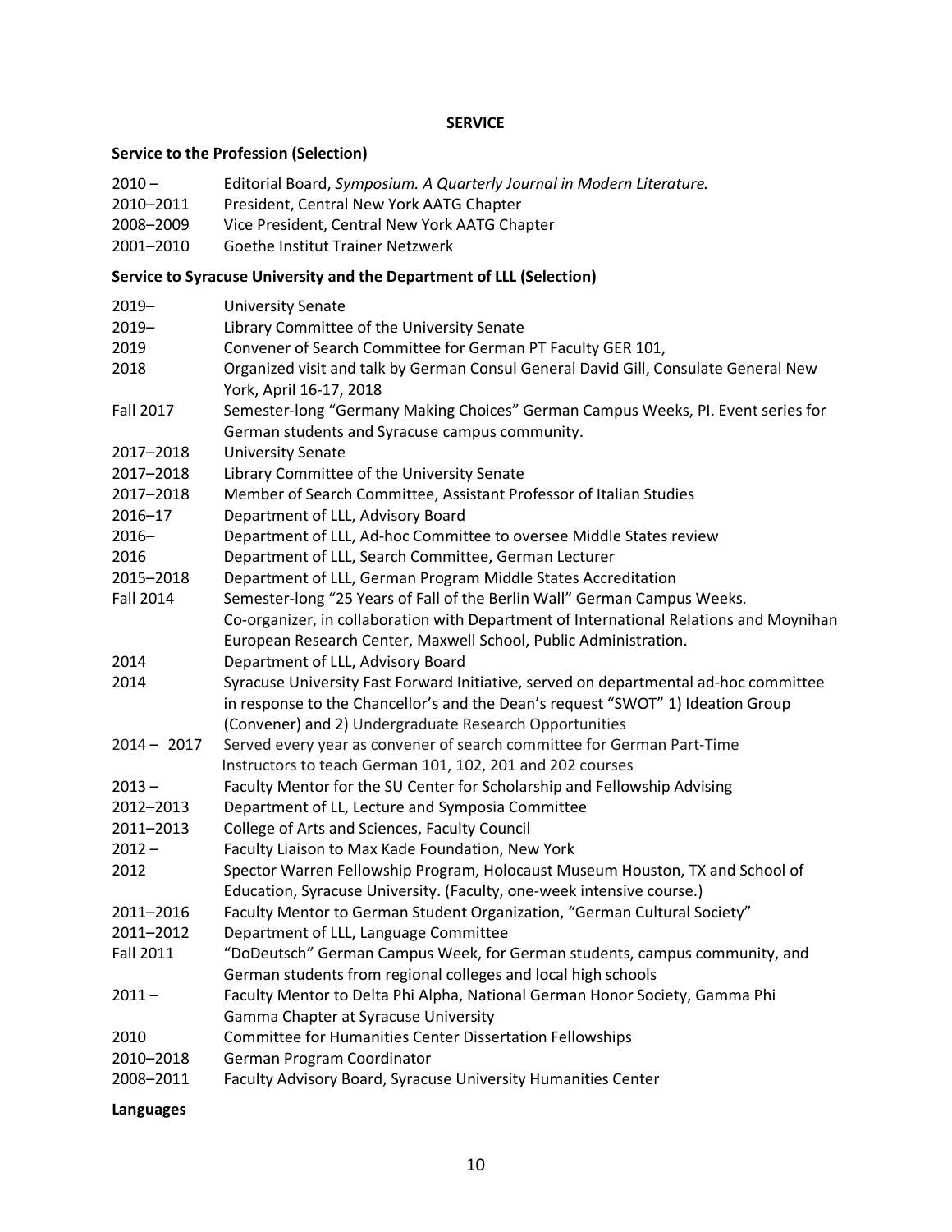## SERVICE

### Service to the Profession (Selection)

| | |
|---|---|
| 2010 – | Editorial Board, *Symposium. A Quarterly Journal in Modern Literature.* |
| 2010–2011 | President, Central New York AATG Chapter |
| 2008–2009 | Vice President, Central New York AATG Chapter |
| 2001–2010 | Goethe Institut Trainer Netzwerk |

### Service to Syracuse University and the Department of LLL (Selection)

| | |
|---|---|
| 2019– | University Senate |
| 2019– | Library Committee of the University Senate |
| 2019 | Convener of Search Committee for German PT Faculty GER 101, |
| 2018 | Organized visit and talk by German Consul General David Gill, Consulate General New York, April 16-17, 2018 |
| Fall 2017 | Semester-long "Germany Making Choices" German Campus Weeks, PI. Event series for German students and Syracuse campus community. |
| 2017–2018 | University Senate |
| 2017–2018 | Library Committee of the University Senate |
| 2017–2018 | Member of Search Committee, Assistant Professor of Italian Studies |
| 2016–17 | Department of LLL, Advisory Board |
| 2016– | Department of LLL, Ad-hoc Committee to oversee Middle States review |
| 2016 | Department of LLL, Search Committee, German Lecturer |
| 2015–2018 | Department of LLL, German Program Middle States Accreditation |
| Fall 2014 | Semester-long "25 Years of Fall of the Berlin Wall" German Campus Weeks. Co-organizer, in collaboration with Department of International Relations and Moynihan European Research Center, Maxwell School, Public Administration. |
| 2014 | Department of LLL, Advisory Board |
| 2014 | Syracuse University Fast Forward Initiative, served on departmental ad-hoc committee in response to the Chancellor's and the Dean's request "SWOT" 1) Ideation Group (Convener) and 2) Undergraduate Research Opportunities |
| 2014 – 2017 | Served every year as convener of search committee for German Part-Time Instructors to teach German 101, 102, 201 and 202 courses |
| 2013 – | Faculty Mentor for the SU Center for Scholarship and Fellowship Advising |
| 2012–2013 | Department of LL, Lecture and Symposia Committee |
| 2011–2013 | College of Arts and Sciences, Faculty Council |
| 2012 – | Faculty Liaison to Max Kade Foundation, New York |
| 2012 | Spector Warren Fellowship Program, Holocaust Museum Houston, TX and School of Education, Syracuse University. (Faculty, one-week intensive course.) |
| 2011–2016 | Faculty Mentor to German Student Organization, "German Cultural Society" |
| 2011–2012 | Department of LLL, Language Committee |
| Fall 2011 | "DoDeutsch" German Campus Week, for German students, campus community, and German students from regional colleges and local high schools |
| 2011 – | Faculty Mentor to Delta Phi Alpha, National German Honor Society, Gamma Phi Gamma Chapter at Syracuse University |
| 2010 | Committee for Humanities Center Dissertation Fellowships |
| 2010–2018 | German Program Coordinator |
| 2008–2011 | Faculty Advisory Board, Syracuse University Humanities Center |

### Languages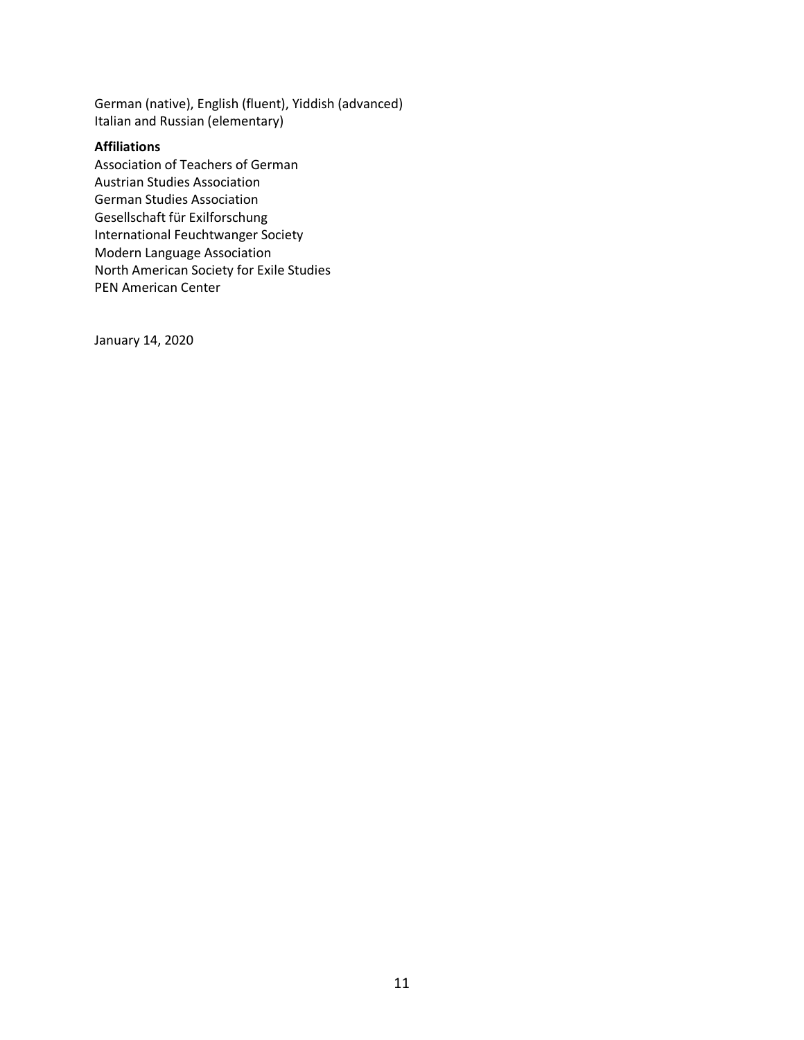German (native), English (fluent), Yiddish (advanced)
Italian and Russian (elementary)

**Affiliations**

Association of Teachers of German
Austrian Studies Association
German Studies Association
Gesellschaft für Exilforschung
International Feuchtwanger Society
Modern Language Association
North American Society for Exile Studies
PEN American Center

January 14, 2020